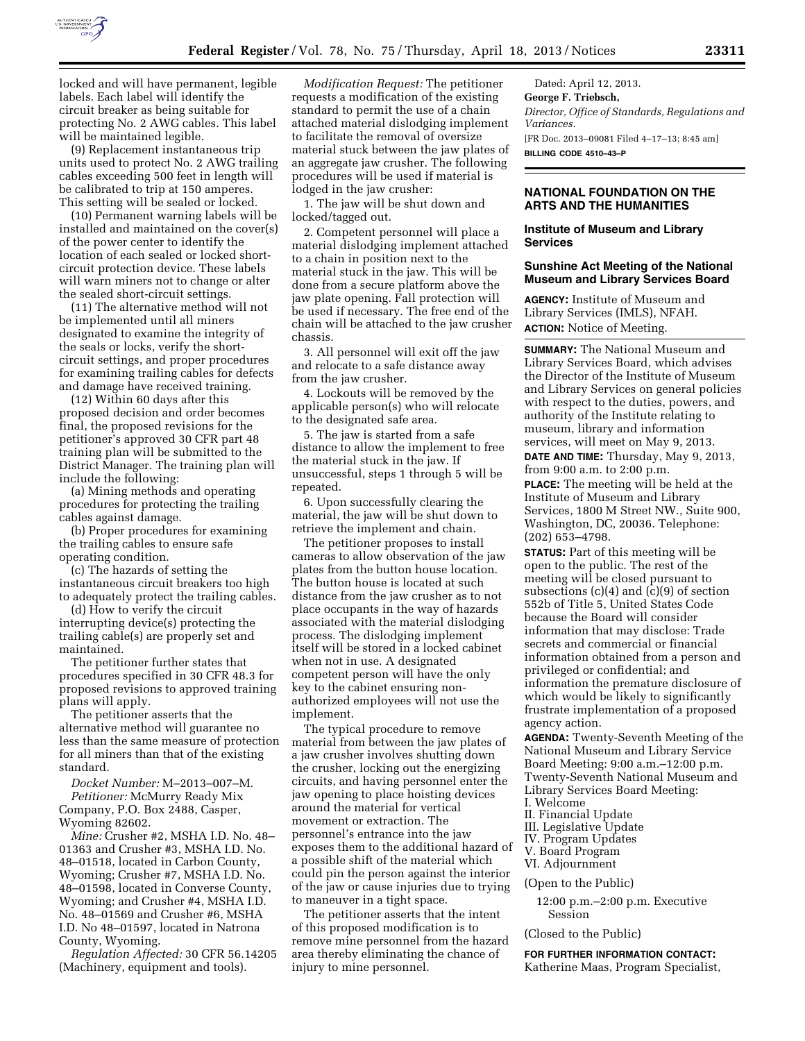locked and will have permanent, legible labels. Each label will identify the circuit breaker as being suitable for protecting No. 2 AWG cables. This label will be maintained legible.

(9) Replacement instantaneous trip units used to protect No. 2 AWG trailing cables exceeding 500 feet in length will be calibrated to trip at 150 amperes. This setting will be sealed or locked.

(10) Permanent warning labels will be installed and maintained on the cover(s) of the power center to identify the location of each sealed or locked short-circuit protection device. These labels will warn miners not to change or alter the sealed short-circuit settings.

(11) The alternative method will not be implemented until all miners designated to examine the integrity of the seals or locks, verify the short-circuit settings, and proper procedures for examining trailing cables for defects and damage have received training.

(12) Within 60 days after this proposed decision and order becomes final, the proposed revisions for the petitioner's approved 30 CFR part 48 training plan will be submitted to the District Manager. The training plan will include the following:

(a) Mining methods and operating procedures for protecting the trailing cables against damage.

(b) Proper procedures for examining the trailing cables to ensure safe operating condition.

(c) The hazards of setting the instantaneous circuit breakers too high to adequately protect the trailing cables.

(d) How to verify the circuit interrupting device(s) protecting the trailing cable(s) are properly set and maintained.

The petitioner further states that procedures specified in 30 CFR 48.3 for proposed revisions to approved training plans will apply.

The petitioner asserts that the alternative method will guarantee no less than the same measure of protection for all miners than that of the existing standard.

*Docket Number:* M–2013–007–M.

*Petitioner:* McMurry Ready Mix Company, P.O. Box 2488, Casper, Wyoming 82602.

*Mine:* Crusher #2, MSHA I.D. No. 48–01363 and Crusher #3, MSHA I.D. No. 48–01518, located in Carbon County, Wyoming; Crusher #7, MSHA I.D. No. 48–01598, located in Converse County, Wyoming; and Crusher #4, MSHA I.D. No. 48–01569 and Crusher #6, MSHA I.D No 48–01597, located in Natrona County, Wyoming.

*Regulation Affected:* 30 CFR 56.14205 (Machinery, equipment and tools).

*Modification Request:* The petitioner requests a modification of the existing standard to permit the use of a chain attached material dislodging implement to facilitate the removal of oversize material stuck between the jaw plates of an aggregate jaw crusher. The following procedures will be used if material is lodged in the jaw crusher:

1. The jaw will be shut down and locked/tagged out.

2. Competent personnel will place a material dislodging implement attached to a chain in position next to the material stuck in the jaw. This will be done from a secure platform above the jaw plate opening. Fall protection will be used if necessary. The free end of the chain will be attached to the jaw crusher chassis.

3. All personnel will exit off the jaw and relocate to a safe distance away from the jaw crusher.

4. Lockouts will be removed by the applicable person(s) who will relocate to the designated safe area.

5. The jaw is started from a safe distance to allow the implement to free the material stuck in the jaw. If unsuccessful, steps 1 through 5 will be repeated.

6. Upon successfully clearing the material, the jaw will be shut down to retrieve the implement and chain.

The petitioner proposes to install cameras to allow observation of the jaw plates from the button house location. The button house is located at such distance from the jaw crusher as to not place occupants in the way of hazards associated with the material dislodging process. The dislodging implement itself will be stored in a locked cabinet when not in use. A designated competent person will have the only key to the cabinet ensuring non-authorized employees will not use the implement.

The typical procedure to remove material from between the jaw plates of a jaw crusher involves shutting down the crusher, locking out the energizing circuits, and having personnel enter the jaw opening to place hoisting devices around the material for vertical movement or extraction. The personnel's entrance into the jaw exposes them to the additional hazard of a possible shift of the material which could pin the person against the interior of the jaw or cause injuries due to trying to maneuver in a tight space.

The petitioner asserts that the intent of this proposed modification is to remove mine personnel from the hazard area thereby eliminating the chance of injury to mine personnel.

Dated: April 12, 2013.

**George F. Triebsch,**

*Director, Office of Standards, Regulations and Variances.*

[FR Doc. 2013–09081 Filed 4–17–13; 8:45 am]

**BILLING CODE 4510–43–P**

## NATIONAL FOUNDATION ON THE ARTS AND THE HUMANITIES

### Institute of Museum and Library Services

### Sunshine Act Meeting of the National Museum and Library Services Board

**AGENCY:** Institute of Museum and Library Services (IMLS), NFAH.

**ACTION:** Notice of Meeting.

**SUMMARY:** The National Museum and Library Services Board, which advises the Director of the Institute of Museum and Library Services on general policies with respect to the duties, powers, and authority of the Institute relating to museum, library and information services, will meet on May 9, 2013.

**DATE AND TIME:** Thursday, May 9, 2013, from 9:00 a.m. to 2:00 p.m.

**PLACE:** The meeting will be held at the Institute of Museum and Library Services, 1800 M Street NW., Suite 900, Washington, DC, 20036. Telephone: (202) 653–4798.

**STATUS:** Part of this meeting will be open to the public. The rest of the meeting will be closed pursuant to subsections (c)(4) and (c)(9) of section 552b of Title 5, United States Code because the Board will consider information that may disclose: Trade secrets and commercial or financial information obtained from a person and privileged or confidential; and information the premature disclosure of which would be likely to significantly frustrate implementation of a proposed agency action.

**AGENDA:** Twenty-Seventh Meeting of the National Museum and Library Service Board Meeting: 9:00 a.m.–12:00 p.m. Twenty-Seventh National Museum and Library Services Board Meeting:

I. Welcome
II. Financial Update
III. Legislative Update
IV. Program Updates
V. Board Program
VI. Adjournment

(Open to the Public)

12:00 p.m.–2:00 p.m. Executive Session

(Closed to the Public)

**FOR FURTHER INFORMATION CONTACT:** Katherine Maas, Program Specialist,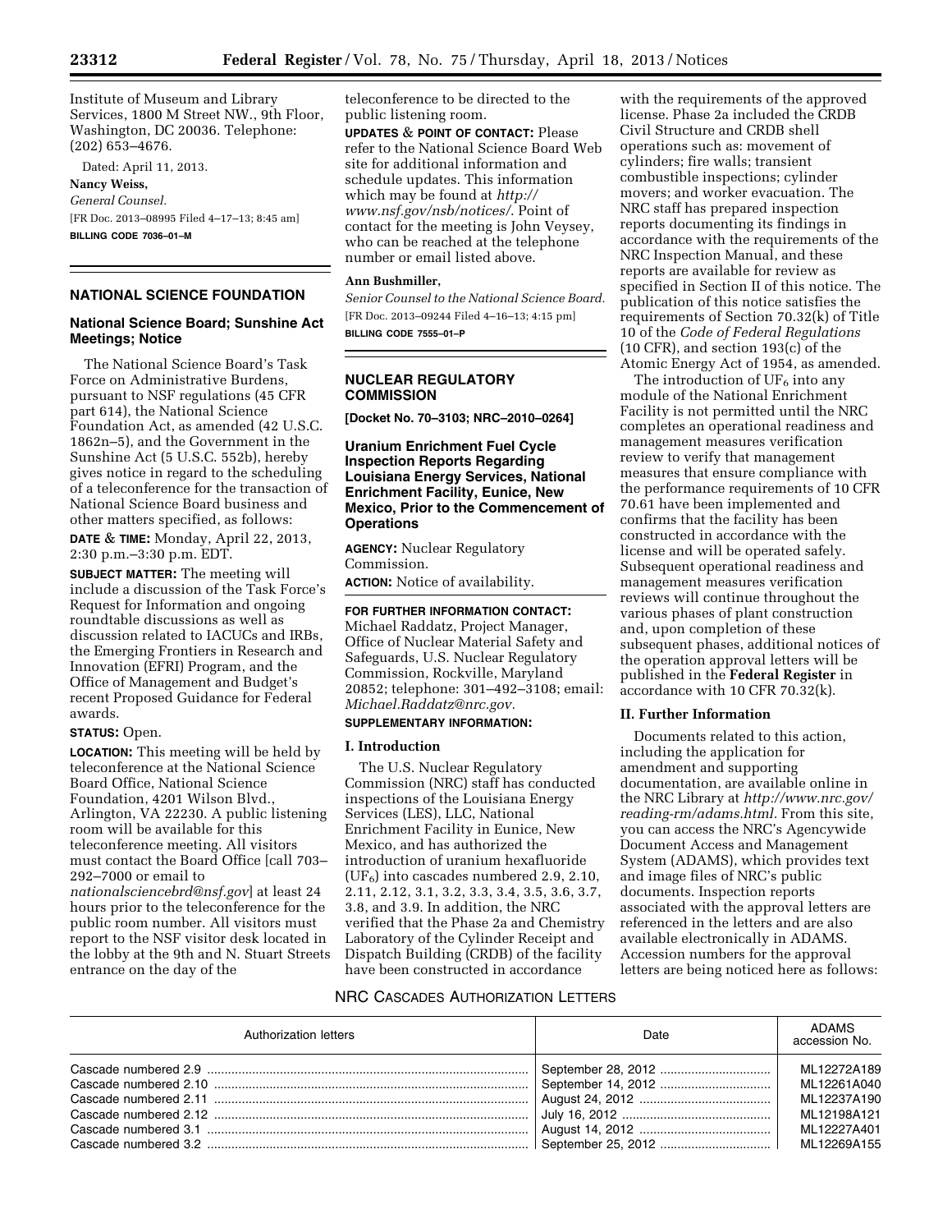Institute of Museum and Library Services, 1800 M Street NW., 9th Floor, Washington, DC 20036. Telephone: (202) 653–4676.

Dated: April 11, 2013.

**Nancy Weiss,**

*General Counsel.*

[FR Doc. 2013–08995 Filed 4–17–13; 8:45 am]

**BILLING CODE 7036–01–M**

## NATIONAL SCIENCE FOUNDATION

### National Science Board; Sunshine Act Meetings; Notice

The National Science Board's Task Force on Administrative Burdens, pursuant to NSF regulations (45 CFR part 614), the National Science Foundation Act, as amended (42 U.S.C. 1862n–5), and the Government in the Sunshine Act (5 U.S.C. 552b), hereby gives notice in regard to the scheduling of a teleconference for the transaction of National Science Board business and other matters specified, as follows:

**DATE & TIME:** Monday, April 22, 2013, 2:30 p.m.–3:30 p.m. EDT.

**SUBJECT MATTER:** The meeting will include a discussion of the Task Force's Request for Information and ongoing roundtable discussions as well as discussion related to IACUCs and IRBs, the Emerging Frontiers in Research and Innovation (EFRI) Program, and the Office of Management and Budget's recent Proposed Guidance for Federal awards.

**STATUS:** Open.

**LOCATION:** This meeting will be held by teleconference at the National Science Board Office, National Science Foundation, 4201 Wilson Blvd., Arlington, VA 22230. A public listening room will be available for this teleconference meeting. All visitors must contact the Board Office [call 703–292–7000 or email to *nationalsciencebrd@nsf.gov*] at least 24 hours prior to the teleconference for the public room number. All visitors must report to the NSF visitor desk located in the lobby at the 9th and N. Stuart Streets entrance on the day of the teleconference to be directed to the public listening room.

**UPDATES & POINT OF CONTACT:** Please refer to the National Science Board Web site for additional information and schedule updates. This information which may be found at *http://www.nsf.gov/nsb/notices/*. Point of contact for the meeting is John Veysey, who can be reached at the telephone number or email listed above.

**Ann Bushmiller,**

*Senior Counsel to the National Science Board.*

[FR Doc. 2013–09244 Filed 4–16–13; 4:15 pm]

**BILLING CODE 7555–01–P**

## NUCLEAR REGULATORY COMMISSION

**[Docket No. 70–3103; NRC–2010–0264]**

### Uranium Enrichment Fuel Cycle Inspection Reports Regarding Louisiana Energy Services, National Enrichment Facility, Eunice, New Mexico, Prior to the Commencement of Operations

**AGENCY:** Nuclear Regulatory Commission.

**ACTION:** Notice of availability.

**FOR FURTHER INFORMATION CONTACT:** Michael Raddatz, Project Manager, Office of Nuclear Material Safety and Safeguards, U.S. Nuclear Regulatory Commission, Rockville, Maryland 20852; telephone: 301–492–3108; email: *Michael.Raddatz@nrc.gov.*

**SUPPLEMENTARY INFORMATION:**

#### I. Introduction

The U.S. Nuclear Regulatory Commission (NRC) staff has conducted inspections of the Louisiana Energy Services (LES), LLC, National Enrichment Facility in Eunice, New Mexico, and has authorized the introduction of uranium hexafluoride ($UF_6$) into cascades numbered 2.9, 2.10, 2.11, 2.12, 3.1, 3.2, 3.3, 3.4, 3.5, 3.6, 3.7, 3.8, and 3.9. In addition, the NRC verified that the Phase 2a and Chemistry Laboratory of the Cylinder Receipt and Dispatch Building (CRDB) of the facility have been constructed in accordance with the requirements of the approved license. Phase 2a included the CRDB Civil Structure and CRDB shell operations such as: movement of cylinders; fire walls; transient combustible inspections; cylinder movers; and worker evacuation. The NRC staff has prepared inspection reports documenting its findings in accordance with the requirements of the NRC Inspection Manual, and these reports are available for review as specified in Section II of this notice. The publication of this notice satisfies the requirements of Section 70.32(k) of Title 10 of the *Code of Federal Regulations* (10 CFR), and section 193(c) of the Atomic Energy Act of 1954, as amended.

The introduction of $UF_6$ into any module of the National Enrichment Facility is not permitted until the NRC completes an operational readiness and management measures verification review to verify that management measures that ensure compliance with the performance requirements of 10 CFR 70.61 have been implemented and confirms that the facility has been constructed in accordance with the license and will be operated safely. Subsequent operational readiness and management measures verification reviews will continue throughout the various phases of plant construction and, upon completion of these subsequent phases, additional notices of the operation approval letters will be published in the **Federal Register** in accordance with 10 CFR 70.32(k).

#### II. Further Information

Documents related to this action, including the application for amendment and supporting documentation, are available online in the NRC Library at *http://www.nrc.gov/reading-rm/adams.html*. From this site, you can access the NRC's Agencywide Document Access and Management System (ADAMS), which provides text and image files of NRC's public documents. Inspection reports associated with the approval letters are referenced in the letters and are also available electronically in ADAMS. Accession numbers for the approval letters are being noticed here as follows:

NRC CASCADES AUTHORIZATION LETTERS

| Authorization letters | Date | ADAMS accession No. |
|---|---|---|
| Cascade numbered 2.9 | September 28, 2012 | ML12272A189 |
| Cascade numbered 2.10 | September 14, 2012 | ML12261A040 |
| Cascade numbered 2.11 | August 24, 2012 | ML12237A190 |
| Cascade numbered 2.12 | July 16, 2012 | ML12198A121 |
| Cascade numbered 3.1 | August 14, 2012 | ML12227A401 |
| Cascade numbered 3.2 | September 25, 2012 | ML12269A155 |